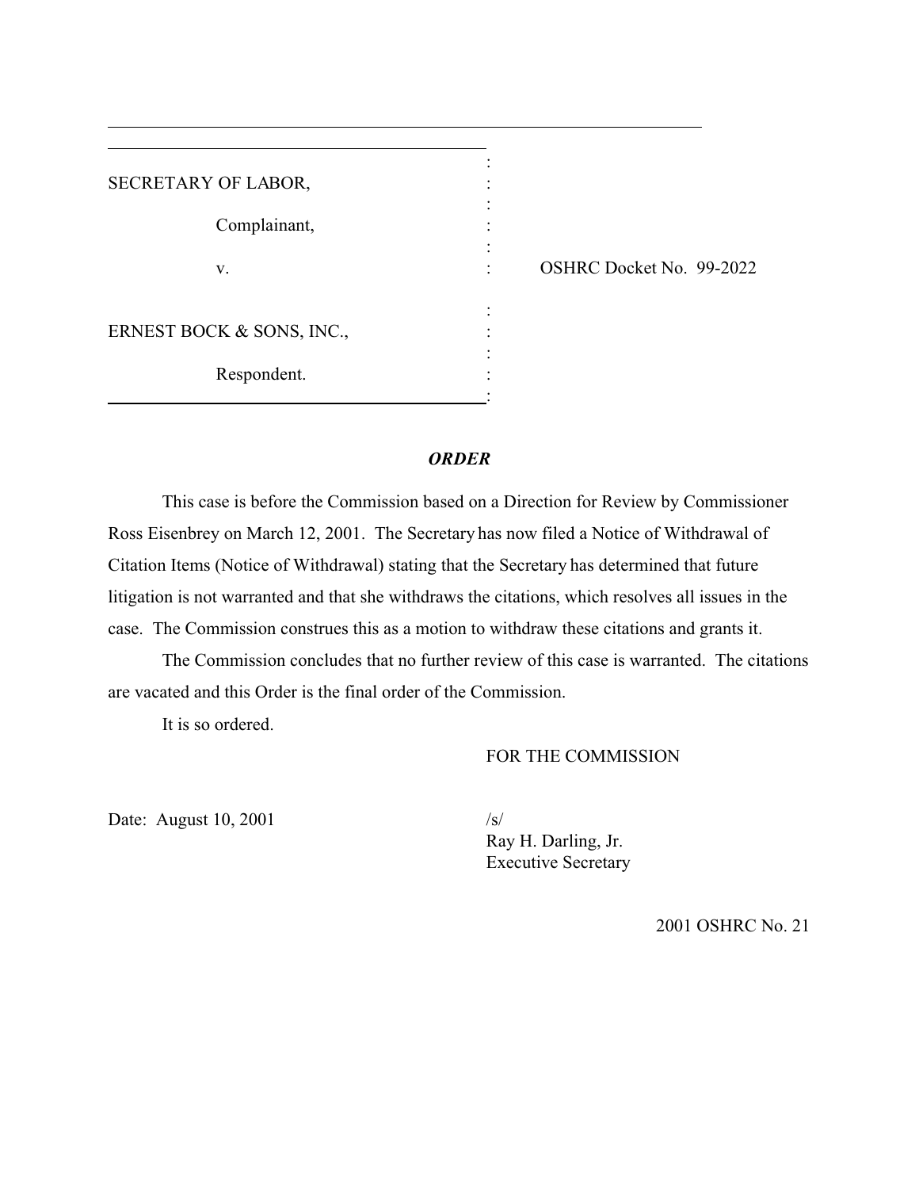SECRETARY OF LABOR,

Complainant,

v. OSHRC Docket No. 99-2022

ERNEST BOCK & SONS, INC.,

Respondent.

## *ORDER*

This case is before the Commission based on a Direction for Review by Commissioner Ross Eisenbrey on March 12, 2001. The Secretary has now filed a Notice of Withdrawal of Citation Items (Notice of Withdrawal) stating that the Secretary has determined that future litigation is not warranted and that she withdraws the citations, which resolves all issues in the case. The Commission construes this as a motion to withdraw these citations and grants it.

The Commission concludes that no further review of this case is warranted. The citations are vacated and this Order is the final order of the Commission.

It is so ordered.

FOR THE COMMISSION

Date: August 10, 2001

/s/
Ray H. Darling, Jr.
Executive Secretary

2001 OSHRC No. 21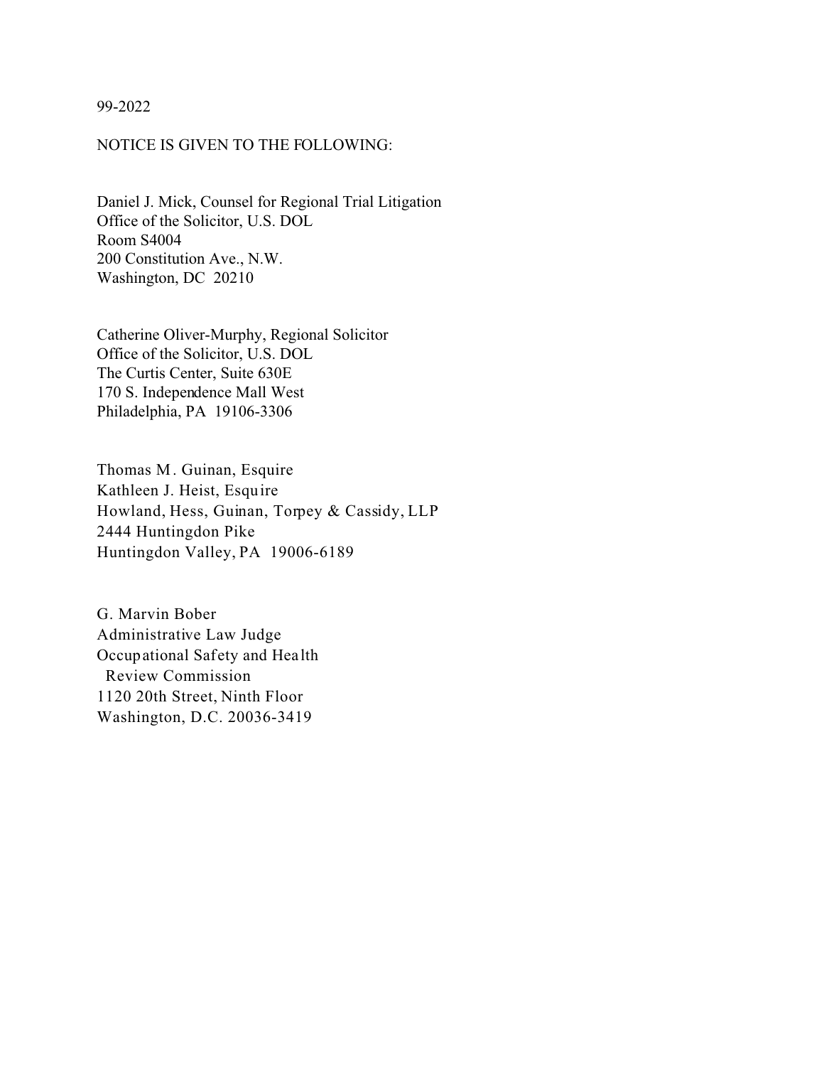99-2022

NOTICE IS GIVEN TO THE FOLLOWING:

Daniel J. Mick, Counsel for Regional Trial Litigation
Office of the Solicitor, U.S. DOL
Room S4004
200 Constitution Ave., N.W.
Washington, DC 20210

Catherine Oliver-Murphy, Regional Solicitor
Office of the Solicitor, U.S. DOL
The Curtis Center, Suite 630E
170 S. Independence Mall West
Philadelphia, PA 19106-3306

Thomas M. Guinan, Esquire
Kathleen J. Heist, Esquire
Howland, Hess, Guinan, Torpey & Cassidy, LLP
2444 Huntingdon Pike
Huntingdon Valley, PA 19006-6189

G. Marvin Bober
Administrative Law Judge
Occupational Safety and Health
Review Commission
1120 20th Street, Ninth Floor
Washington, D.C. 20036-3419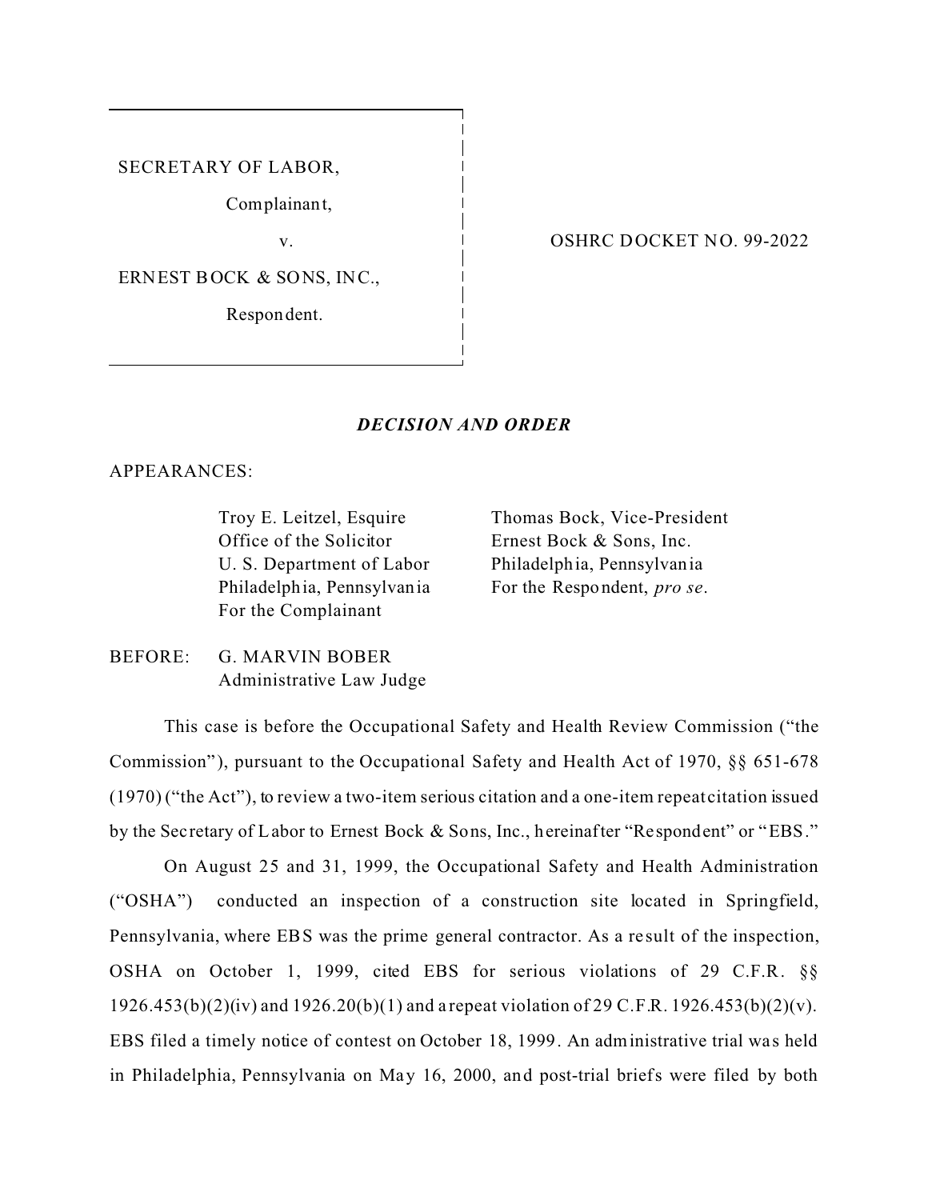SECRETARY OF LABOR,

Complainant,

v.

ERNEST BOCK & SONS, INC.,

Respondent.

OSHRC DOCKET NO. 99-2022

***DECISION AND ORDER***

APPEARANCES:

Troy E. Leitzel, Esquire
Office of the Solicitor
U. S. Department of Labor
Philadelphia, Pennsylvania
For the Complainant

Thomas Bock, Vice-President
Ernest Bock & Sons, Inc.
Philadelphia, Pennsylvania
For the Respondent, *pro se*.

BEFORE: G. MARVIN BOBER
Administrative Law Judge

This case is before the Occupational Safety and Health Review Commission ("the Commission"), pursuant to the Occupational Safety and Health Act of 1970, §§ 651-678 (1970) ("the Act"), to review a two-item serious citation and a one-item repeat citation issued by the Secretary of Labor to Ernest Bock & Sons, Inc., hereinafter "Respondent" or "EBS."

On August 25 and 31, 1999, the Occupational Safety and Health Administration ("OSHA") conducted an inspection of a construction site located in Springfield, Pennsylvania, where EBS was the prime general contractor. As a result of the inspection, OSHA on October 1, 1999, cited EBS for serious violations of 29 C.F.R. §§ 1926.453(b)(2)(iv) and 1926.20(b)(1) and a repeat violation of 29 C.F.R. 1926.453(b)(2)(v). EBS filed a timely notice of contest on October 18, 1999. An administrative trial was held in Philadelphia, Pennsylvania on May 16, 2000, and post-trial briefs were filed by both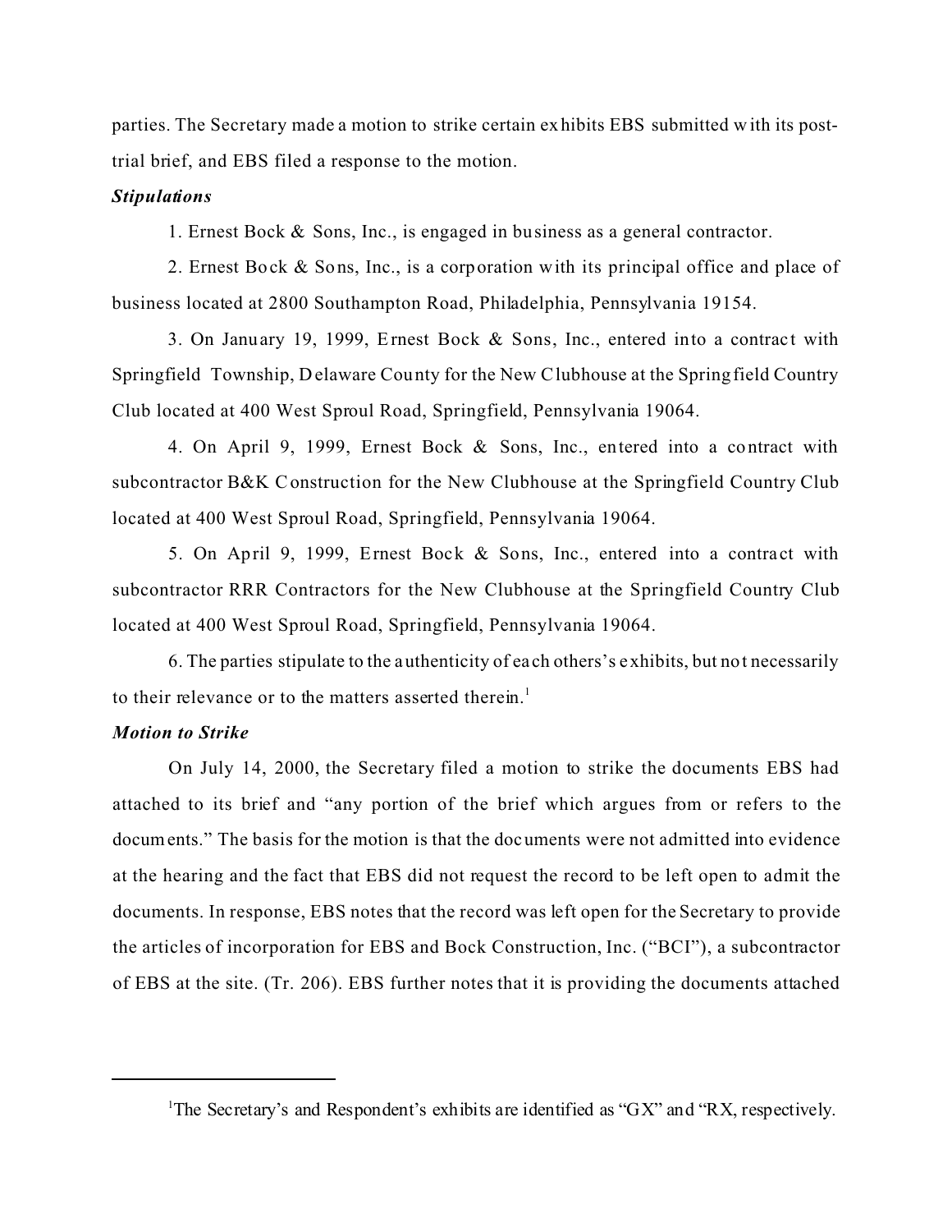parties. The Secretary made a motion to strike certain exhibits EBS submitted with its post-trial brief, and EBS filed a response to the motion.

***Stipulations***

1. Ernest Bock & Sons, Inc., is engaged in business as a general contractor.

2. Ernest Bock & Sons, Inc., is a corporation with its principal office and place of business located at 2800 Southampton Road, Philadelphia, Pennsylvania 19154.

3. On January 19, 1999, Ernest Bock & Sons, Inc., entered into a contract with Springfield Township, Delaware County for the New Clubhouse at the Springfield Country Club located at 400 West Sproul Road, Springfield, Pennsylvania 19064.

4. On April 9, 1999, Ernest Bock & Sons, Inc., entered into a contract with subcontractor B&K Construction for the New Clubhouse at the Springfield Country Club located at 400 West Sproul Road, Springfield, Pennsylvania 19064.

5. On April 9, 1999, Ernest Bock & Sons, Inc., entered into a contract with subcontractor RRR Contractors for the New Clubhouse at the Springfield Country Club located at 400 West Sproul Road, Springfield, Pennsylvania 19064.

6. The parties stipulate to the authenticity of each others's exhibits, but not necessarily to their relevance or to the matters asserted therein.[1]

***Motion to Strike***

On July 14, 2000, the Secretary filed a motion to strike the documents EBS had attached to its brief and "any portion of the brief which argues from or refers to the documents." The basis for the motion is that the documents were not admitted into evidence at the hearing and the fact that EBS did not request the record to be left open to admit the documents. In response, EBS notes that the record was left open for the Secretary to provide the articles of incorporation for EBS and Bock Construction, Inc. ("BCI"), a subcontractor of EBS at the site. (Tr. 206). EBS further notes that it is providing the documents attached

---

[1]The Secretary's and Respondent's exhibits are identified as "GX" and "RX, respectively.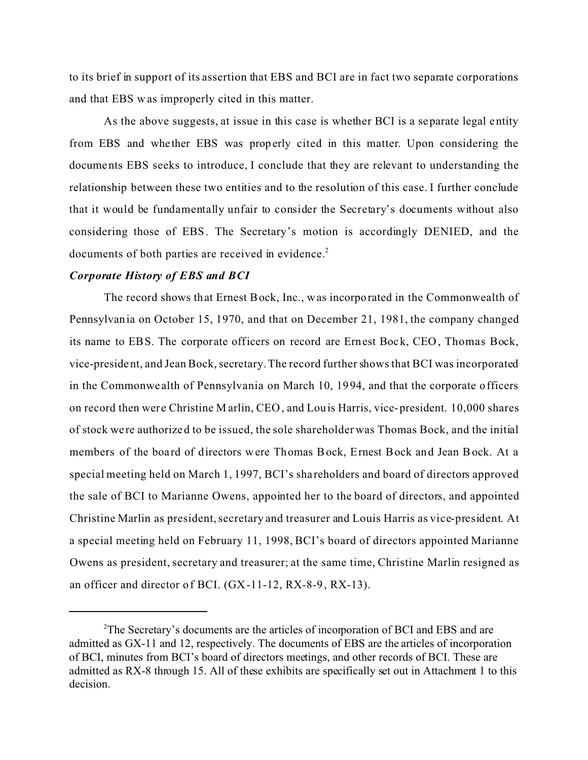to its brief in support of its assertion that EBS and BCI are in fact two separate corporations and that EBS was improperly cited in this matter.

As the above suggests, at issue in this case is whether BCI is a separate legal entity from EBS and whether EBS was properly cited in this matter. Upon considering the documents EBS seeks to introduce, I conclude that they are relevant to understanding the relationship between these two entities and to the resolution of this case. I further conclude that it would be fundamentally unfair to consider the Secretary's documents without also considering those of EBS. The Secretary's motion is accordingly DENIED, and the documents of both parties are received in evidence.[2]

***Corporate History of EBS and BCI***

The record shows that Ernest Bock, Inc., was incorporated in the Commonwealth of Pennsylvania on October 15, 1970, and that on December 21, 1981, the company changed its name to EBS. The corporate officers on record are Ernest Bock, CEO, Thomas Bock, vice-president, and Jean Bock, secretary. The record further shows that BCI was incorporated in the Commonwealth of Pennsylvania on March 10, 1994, and that the corporate officers on record then were Christine Marlin, CEO, and Louis Harris, vice-president. 10,000 shares of stock were authorized to be issued, the sole shareholder was Thomas Bock, and the initial members of the board of directors were Thomas Bock, Ernest Bock and Jean Bock. At a special meeting held on March 1, 1997, BCI's shareholders and board of directors approved the sale of BCI to Marianne Owens, appointed her to the board of directors, and appointed Christine Marlin as president, secretary and treasurer and Louis Harris as vice-president. At a special meeting held on February 11, 1998, BCI's board of directors appointed Marianne Owens as president, secretary and treasurer; at the same time, Christine Marlin resigned as an officer and director of BCI. (GX-11-12, RX-8-9, RX-13).

---

[2]The Secretary's documents are the articles of incorporation of BCI and EBS and are admitted as GX-11 and 12, respectively. The documents of EBS are the articles of incorporation of BCI, minutes from BCI's board of directors meetings, and other records of BCI. These are admitted as RX-8 through 15. All of these exhibits are specifically set out in Attachment 1 to this decision.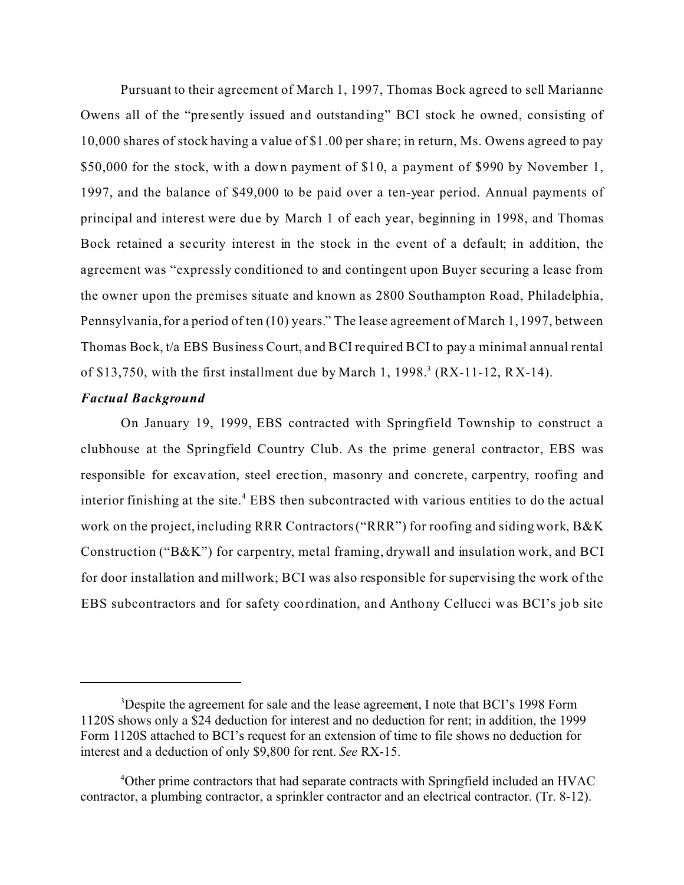Pursuant to their agreement of March 1, 1997, Thomas Bock agreed to sell Marianne Owens all of the "presently issued and outstanding" BCI stock he owned, consisting of 10,000 shares of stock having a value of $1.00 per share; in return, Ms. Owens agreed to pay $50,000 for the stock, with a down payment of $10, a payment of $990 by November 1, 1997, and the balance of $49,000 to be paid over a ten-year period. Annual payments of principal and interest were due by March 1 of each year, beginning in 1998, and Thomas Bock retained a security interest in the stock in the event of a default; in addition, the agreement was "expressly conditioned to and contingent upon Buyer securing a lease from the owner upon the premises situate and known as 2800 Southampton Road, Philadelphia, Pennsylvania, for a period of ten (10) years." The lease agreement of March 1, 1997, between Thomas Bock, t/a EBS Business Court, and BCI required BCI to pay a minimal annual rental of $13,750, with the first installment due by March 1, 1998.[3] (RX-11-12, RX-14).

***Factual Background***

On January 19, 1999, EBS contracted with Springfield Township to construct a clubhouse at the Springfield Country Club. As the prime general contractor, EBS was responsible for excavation, steel erection, masonry and concrete, carpentry, roofing and interior finishing at the site.[4] EBS then subcontracted with various entities to do the actual work on the project, including RRR Contractors ("RRR") for roofing and siding work, B&K Construction ("B&K") for carpentry, metal framing, drywall and insulation work, and BCI for door installation and millwork; BCI was also responsible for supervising the work of the EBS subcontractors and for safety coordination, and Anthony Cellucci was BCI's job site

---

[3]Despite the agreement for sale and the lease agreement, I note that BCI's 1998 Form 1120S shows only a $24 deduction for interest and no deduction for rent; in addition, the 1999 Form 1120S attached to BCI's request for an extension of time to file shows no deduction for interest and a deduction of only $9,800 for rent. *See* RX-15.

[4]Other prime contractors that had separate contracts with Springfield included an HVAC contractor, a plumbing contractor, a sprinkler contractor and an electrical contractor. (Tr. 8-12).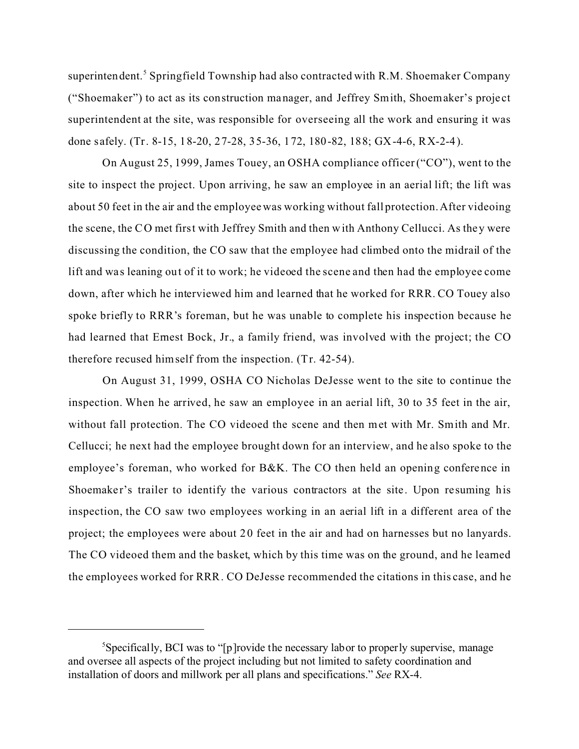superintendent.[5] Springfield Township had also contracted with R.M. Shoemaker Company ("Shoemaker") to act as its construction manager, and Jeffrey Smith, Shoemaker's project superintendent at the site, was responsible for overseeing all the work and ensuring it was done safely. (Tr. 8-15, 18-20, 27-28, 35-36, 172, 180-82, 188; GX-4-6, RX-2-4).

On August 25, 1999, James Touey, an OSHA compliance officer ("CO"), went to the site to inspect the project. Upon arriving, he saw an employee in an aerial lift; the lift was about 50 feet in the air and the employee was working without fall protection. After videoing the scene, the CO met first with Jeffrey Smith and then with Anthony Cellucci. As they were discussing the condition, the CO saw that the employee had climbed onto the midrail of the lift and was leaning out of it to work; he videoed the scene and then had the employee come down, after which he interviewed him and learned that he worked for RRR. CO Touey also spoke briefly to RRR's foreman, but he was unable to complete his inspection because he had learned that Ernest Bock, Jr., a family friend, was involved with the project; the CO therefore recused himself from the inspection. (Tr. 42-54).

On August 31, 1999, OSHA CO Nicholas DeJesse went to the site to continue the inspection. When he arrived, he saw an employee in an aerial lift, 30 to 35 feet in the air, without fall protection. The CO videoed the scene and then met with Mr. Smith and Mr. Cellucci; he next had the employee brought down for an interview, and he also spoke to the employee's foreman, who worked for B&K. The CO then held an opening conference in Shoemaker's trailer to identify the various contractors at the site. Upon resuming his inspection, the CO saw two employees working in an aerial lift in a different area of the project; the employees were about 20 feet in the air and had on harnesses but no lanyards. The CO videoed them and the basket, which by this time was on the ground, and he learned the employees worked for RRR. CO DeJesse recommended the citations in this case, and he

---

[5]Specifically, BCI was to "[p]rovide the necessary labor to properly supervise, manage and oversee all aspects of the project including but not limited to safety coordination and installation of doors and millwork per all plans and specifications." *See* RX-4.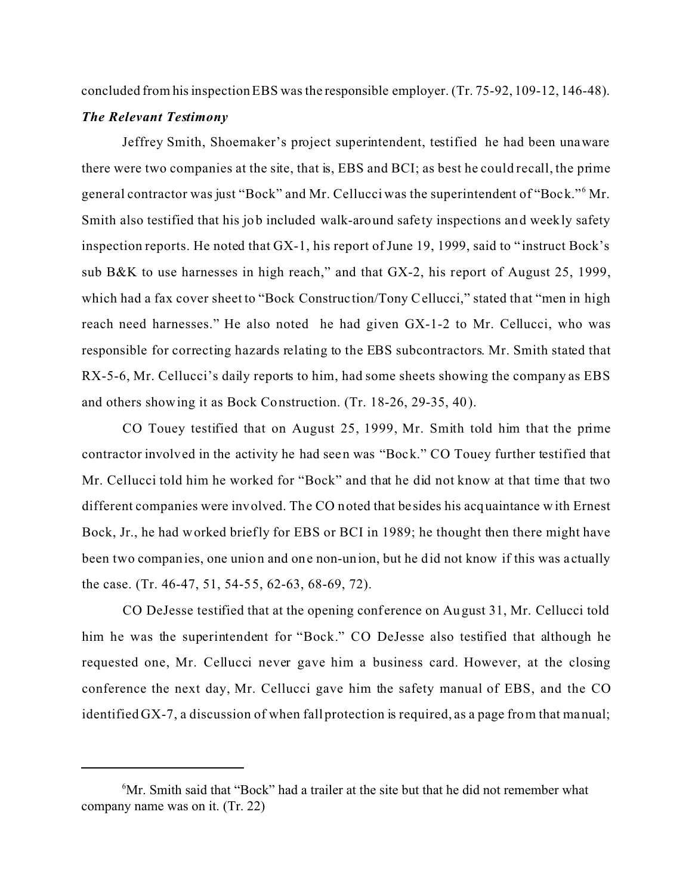concluded from his inspection EBS was the responsible employer. (Tr. 75-92, 109-12, 146-48).

***The Relevant Testimony***

Jeffrey Smith, Shoemaker's project superintendent, testified he had been unaware there were two companies at the site, that is, EBS and BCI; as best he could recall, the prime general contractor was just "Bock" and Mr. Cellucci was the superintendent of "Bock."[6] Mr. Smith also testified that his job included walk-around safety inspections and weekly safety inspection reports. He noted that GX-1, his report of June 19, 1999, said to "instruct Bock's sub B&K to use harnesses in high reach," and that GX-2, his report of August 25, 1999, which had a fax cover sheet to "Bock Construction/Tony Cellucci," stated that "men in high reach need harnesses." He also noted he had given GX-1-2 to Mr. Cellucci, who was responsible for correcting hazards relating to the EBS subcontractors. Mr. Smith stated that RX-5-6, Mr. Cellucci's daily reports to him, had some sheets showing the company as EBS and others showing it as Bock Construction. (Tr. 18-26, 29-35, 40).

CO Touey testified that on August 25, 1999, Mr. Smith told him that the prime contractor involved in the activity he had seen was "Bock." CO Touey further testified that Mr. Cellucci told him he worked for "Bock" and that he did not know at that time that two different companies were involved. The CO noted that besides his acquaintance with Ernest Bock, Jr., he had worked briefly for EBS or BCI in 1989; he thought then there might have been two companies, one union and one non-union, but he did not know if this was actually the case. (Tr. 46-47, 51, 54-55, 62-63, 68-69, 72).

CO DeJesse testified that at the opening conference on August 31, Mr. Cellucci told him he was the superintendent for "Bock." CO DeJesse also testified that although he requested one, Mr. Cellucci never gave him a business card. However, at the closing conference the next day, Mr. Cellucci gave him the safety manual of EBS, and the CO identified GX-7, a discussion of when fall protection is required, as a page from that manual;

---

[6]Mr. Smith said that "Bock" had a trailer at the site but that he did not remember what company name was on it. (Tr. 22)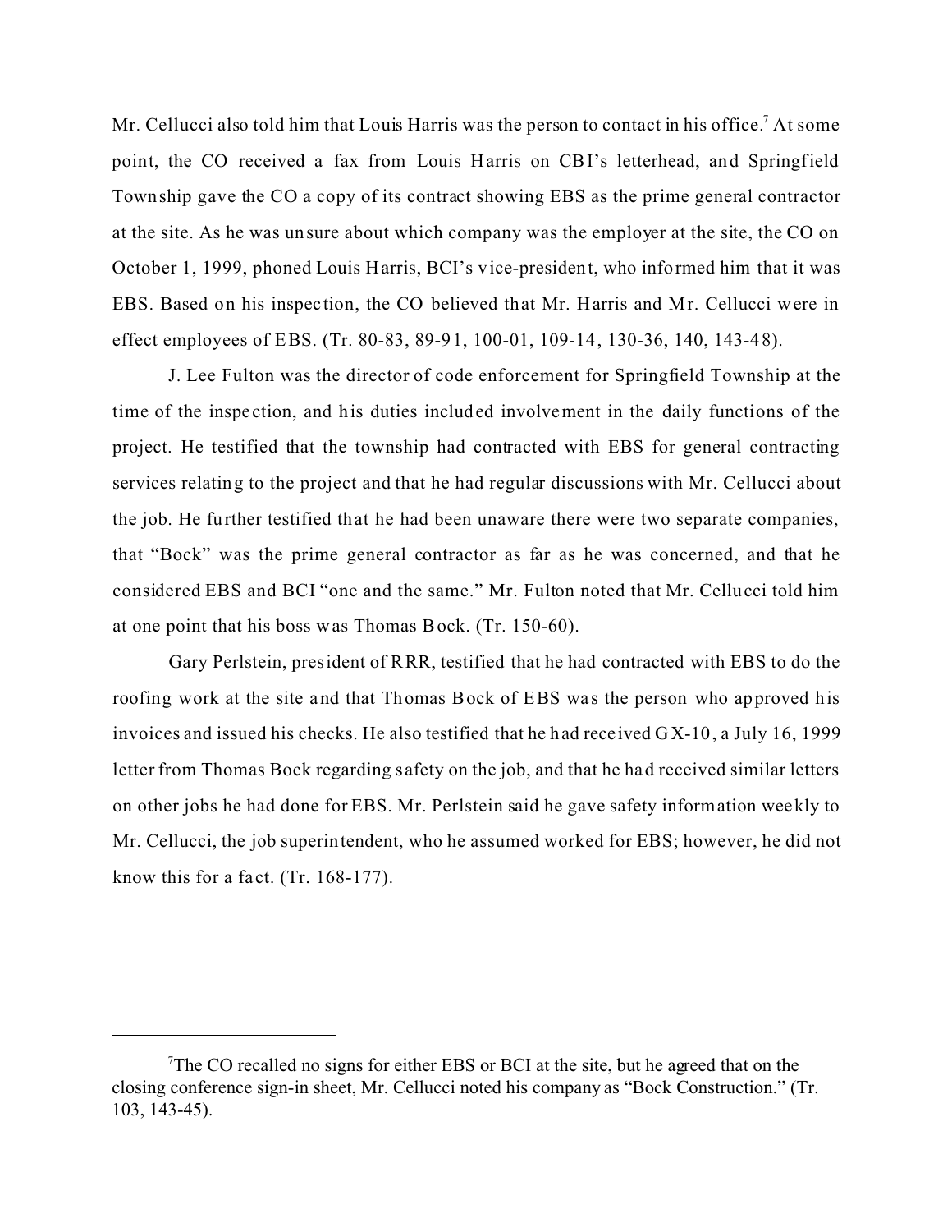Mr. Cellucci also told him that Louis Harris was the person to contact in his office.[7] At some point, the CO received a fax from Louis Harris on CBI's letterhead, and Springfield Township gave the CO a copy of its contract showing EBS as the prime general contractor at the site. As he was unsure about which company was the employer at the site, the CO on October 1, 1999, phoned Louis Harris, BCI's vice-president, who informed him that it was EBS. Based on his inspection, the CO believed that Mr. Harris and Mr. Cellucci were in effect employees of EBS. (Tr. 80-83, 89-91, 100-01, 109-14, 130-36, 140, 143-48).

J. Lee Fulton was the director of code enforcement for Springfield Township at the time of the inspection, and his duties included involvement in the daily functions of the project. He testified that the township had contracted with EBS for general contracting services relating to the project and that he had regular discussions with Mr. Cellucci about the job. He further testified that he had been unaware there were two separate companies, that "Bock" was the prime general contractor as far as he was concerned, and that he considered EBS and BCI "one and the same." Mr. Fulton noted that Mr. Cellucci told him at one point that his boss was Thomas Bock. (Tr. 150-60).

Gary Perlstein, president of RRR, testified that he had contracted with EBS to do the roofing work at the site and that Thomas Bock of EBS was the person who approved his invoices and issued his checks. He also testified that he had received GX-10, a July 16, 1999 letter from Thomas Bock regarding safety on the job, and that he had received similar letters on other jobs he had done for EBS. Mr. Perlstein said he gave safety information weekly to Mr. Cellucci, the job superintendent, who he assumed worked for EBS; however, he did not know this for a fact. (Tr. 168-177).

---

[7]The CO recalled no signs for either EBS or BCI at the site, but he agreed that on the closing conference sign-in sheet, Mr. Cellucci noted his company as "Bock Construction." (Tr. 103, 143-45).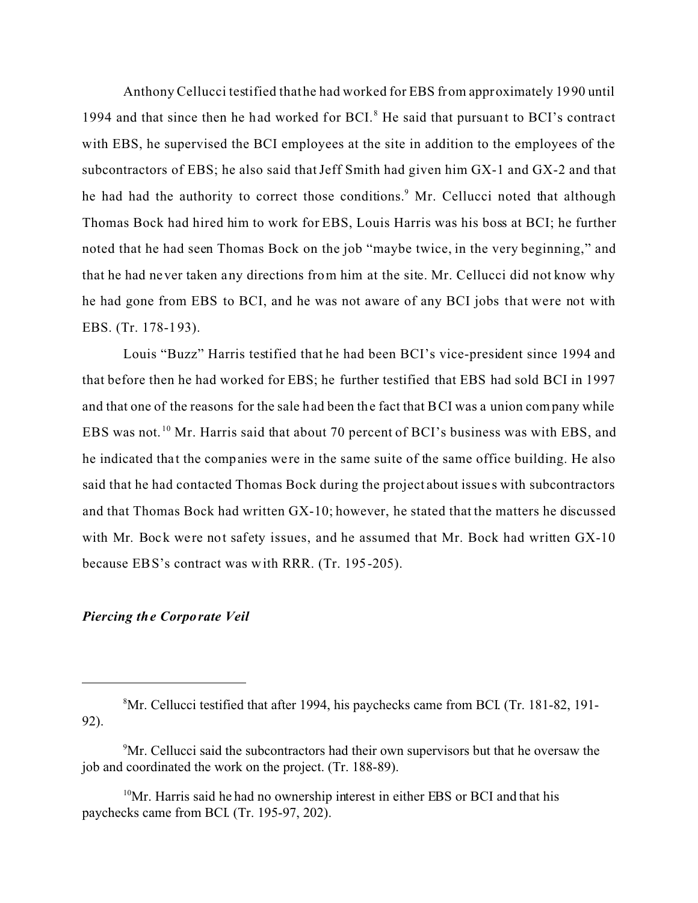Anthony Cellucci testified that he had worked for EBS from approximately 1990 until 1994 and that since then he had worked for BCI.[8] He said that pursuant to BCI's contract with EBS, he supervised the BCI employees at the site in addition to the employees of the subcontractors of EBS; he also said that Jeff Smith had given him GX-1 and GX-2 and that he had had the authority to correct those conditions.[9] Mr. Cellucci noted that although Thomas Bock had hired him to work for EBS, Louis Harris was his boss at BCI; he further noted that he had seen Thomas Bock on the job "maybe twice, in the very beginning," and that he had never taken any directions from him at the site. Mr. Cellucci did not know why he had gone from EBS to BCI, and he was not aware of any BCI jobs that were not with EBS. (Tr. 178-193).

Louis "Buzz" Harris testified that he had been BCI's vice-president since 1994 and that before then he had worked for EBS; he further testified that EBS had sold BCI in 1997 and that one of the reasons for the sale had been the fact that BCI was a union company while EBS was not.[10] Mr. Harris said that about 70 percent of BCI's business was with EBS, and he indicated that the companies were in the same suite of the same office building. He also said that he had contacted Thomas Bock during the project about issues with subcontractors and that Thomas Bock had written GX-10; however, he stated that the matters he discussed with Mr. Bock were not safety issues, and he assumed that Mr. Bock had written GX-10 because EBS's contract was with RRR. (Tr. 195-205).

***Piercing the Corporate Veil***

---

[8] Mr. Cellucci testified that after 1994, his paychecks came from BCI. (Tr. 181-82, 191-92).

[9] Mr. Cellucci said the subcontractors had their own supervisors but that he oversaw the job and coordinated the work on the project. (Tr. 188-89).

[10] Mr. Harris said he had no ownership interest in either EBS or BCI and that his paychecks came from BCI. (Tr. 195-97, 202).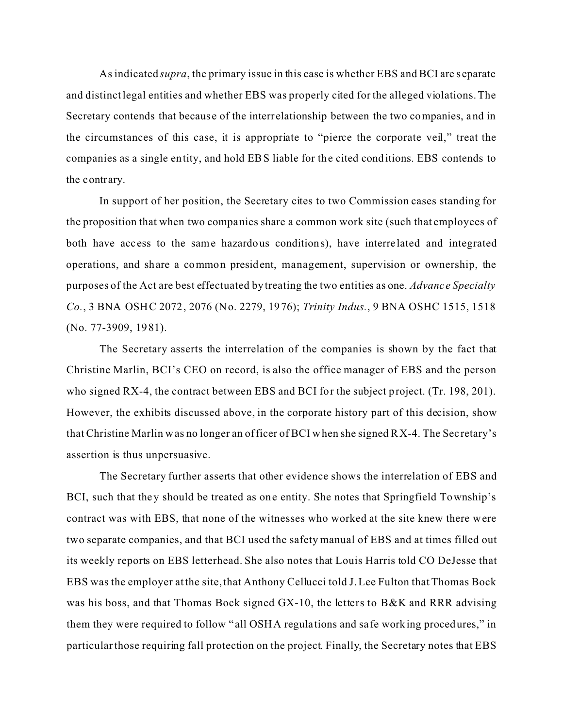As indicated *supra*, the primary issue in this case is whether EBS and BCI are separate and distinct legal entities and whether EBS was properly cited for the alleged violations. The Secretary contends that because of the interrelationship between the two companies, and in the circumstances of this case, it is appropriate to "pierce the corporate veil," treat the companies as a single entity, and hold EBS liable for the cited conditions. EBS contends to the contrary.

In support of her position, the Secretary cites to two Commission cases standing for the proposition that when two companies share a common work site (such that employees of both have access to the same hazardous conditions), have interrelated and integrated operations, and share a common president, management, supervision or ownership, the purposes of the Act are best effectuated by treating the two entities as one. *Advance Specialty Co.*, 3 BNA OSHC 2072, 2076 (No. 2279, 1976); *Trinity Indus.*, 9 BNA OSHC 1515, 1518 (No. 77-3909, 1981).

The Secretary asserts the interrelation of the companies is shown by the fact that Christine Marlin, BCI's CEO on record, is also the office manager of EBS and the person who signed RX-4, the contract between EBS and BCI for the subject project. (Tr. 198, 201). However, the exhibits discussed above, in the corporate history part of this decision, show that Christine Marlin was no longer an officer of BCI when she signed RX-4. The Secretary's assertion is thus unpersuasive.

The Secretary further asserts that other evidence shows the interrelation of EBS and BCI, such that they should be treated as one entity. She notes that Springfield Township's contract was with EBS, that none of the witnesses who worked at the site knew there were two separate companies, and that BCI used the safety manual of EBS and at times filled out its weekly reports on EBS letterhead. She also notes that Louis Harris told CO DeJesse that EBS was the employer at the site, that Anthony Cellucci told J. Lee Fulton that Thomas Bock was his boss, and that Thomas Bock signed GX-10, the letters to B&K and RRR advising them they were required to follow "all OSHA regulations and safe working procedures," in particular those requiring fall protection on the project. Finally, the Secretary notes that EBS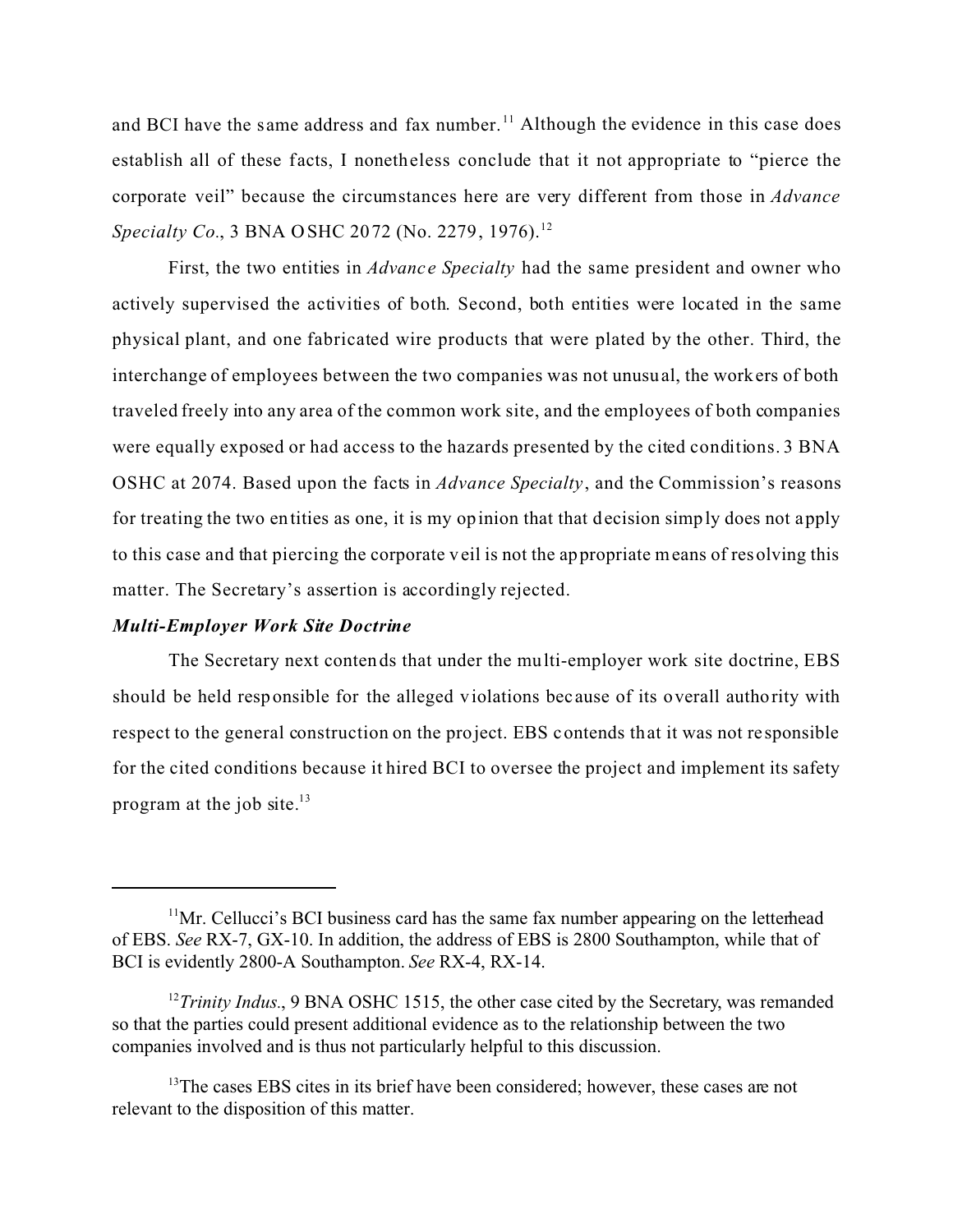and BCI have the same address and fax number.[11] Although the evidence in this case does establish all of these facts, I nonetheless conclude that it not appropriate to "pierce the corporate veil" because the circumstances here are very different from those in *Advance Specialty Co*., 3 BNA OSHC 2072 (No. 2279, 1976).[12]

First, the two entities in *Advance Specialty* had the same president and owner who actively supervised the activities of both. Second, both entities were located in the same physical plant, and one fabricated wire products that were plated by the other. Third, the interchange of employees between the two companies was not unusual, the workers of both traveled freely into any area of the common work site, and the employees of both companies were equally exposed or had access to the hazards presented by the cited conditions. 3 BNA OSHC at 2074. Based upon the facts in *Advance Specialty*, and the Commission's reasons for treating the two entities as one, it is my opinion that that decision simply does not apply to this case and that piercing the corporate veil is not the appropriate means of resolving this matter. The Secretary's assertion is accordingly rejected.

***Multi-Employer Work Site Doctrine***

The Secretary next contends that under the multi-employer work site doctrine, EBS should be held responsible for the alleged violations because of its overall authority with respect to the general construction on the project. EBS contends that it was not responsible for the cited conditions because it hired BCI to oversee the project and implement its safety program at the job site.[13]

---

[11]Mr. Cellucci's BCI business card has the same fax number appearing on the letterhead of EBS. *See* RX-7, GX-10. In addition, the address of EBS is 2800 Southampton, while that of BCI is evidently 2800-A Southampton. *See* RX-4, RX-14.

[12]*Trinity Indus*., 9 BNA OSHC 1515, the other case cited by the Secretary, was remanded so that the parties could present additional evidence as to the relationship between the two companies involved and is thus not particularly helpful to this discussion.

[13]The cases EBS cites in its brief have been considered; however, these cases are not relevant to the disposition of this matter.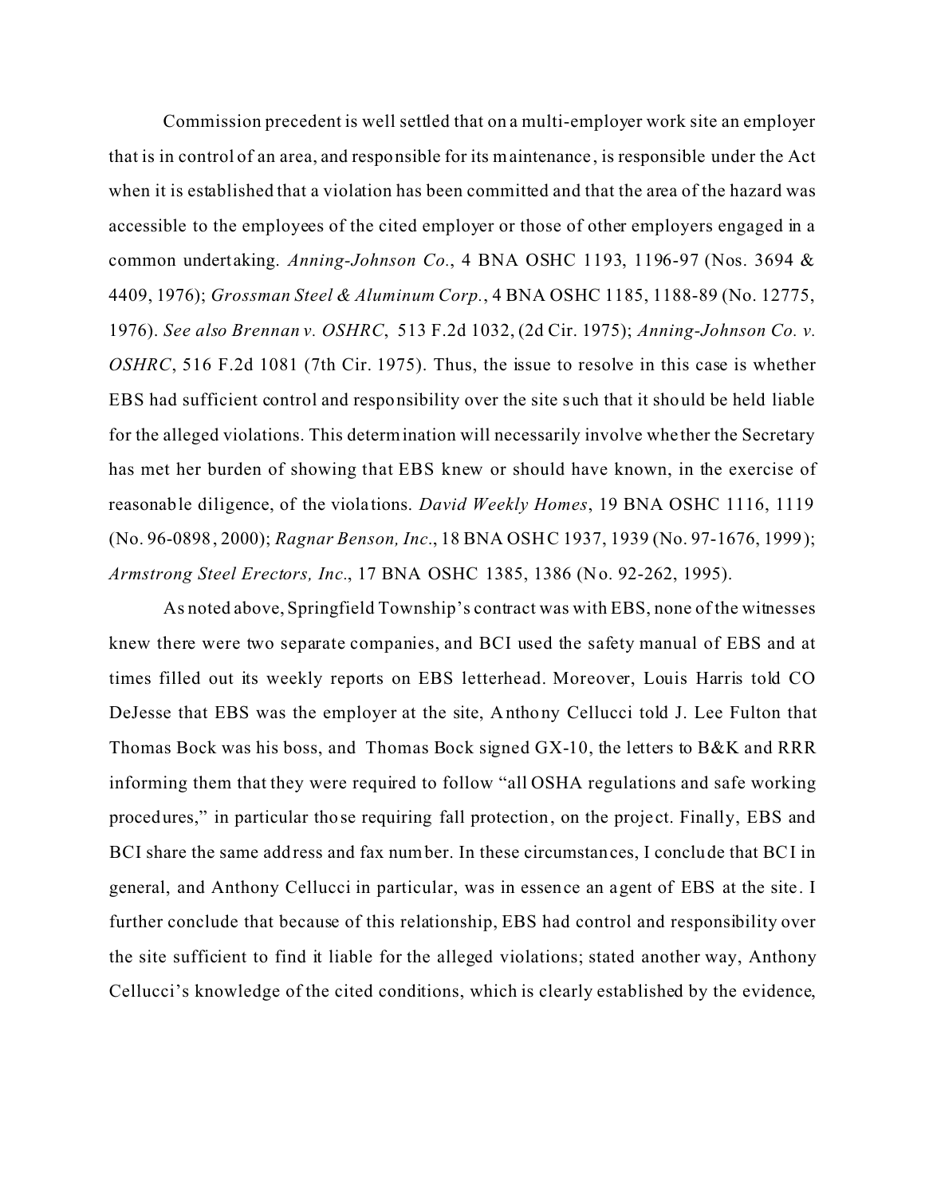Commission precedent is well settled that on a multi-employer work site an employer that is in control of an area, and responsible for its maintenance, is responsible under the Act when it is established that a violation has been committed and that the area of the hazard was accessible to the employees of the cited employer or those of other employers engaged in a common undertaking. *Anning-Johnson Co.*, 4 BNA OSHC 1193, 1196-97 (Nos. 3694 & 4409, 1976); *Grossman Steel & Aluminum Corp.*, 4 BNA OSHC 1185, 1188-89 (No. 12775, 1976). *See also Brennan v. OSHRC*, 513 F.2d 1032, (2d Cir. 1975); *Anning-Johnson Co. v. OSHRC*, 516 F.2d 1081 (7th Cir. 1975). Thus, the issue to resolve in this case is whether EBS had sufficient control and responsibility over the site such that it should be held liable for the alleged violations. This determination will necessarily involve whether the Secretary has met her burden of showing that EBS knew or should have known, in the exercise of reasonable diligence, of the violations. *David Weekly Homes*, 19 BNA OSHC 1116, 1119 (No. 96-0898, 2000); *Ragnar Benson, Inc.*, 18 BNA OSHC 1937, 1939 (No. 97-1676, 1999); *Armstrong Steel Erectors, Inc.*, 17 BNA OSHC 1385, 1386 (No. 92-262, 1995).

As noted above, Springfield Township's contract was with EBS, none of the witnesses knew there were two separate companies, and BCI used the safety manual of EBS and at times filled out its weekly reports on EBS letterhead. Moreover, Louis Harris told CO DeJesse that EBS was the employer at the site, Anthony Cellucci told J. Lee Fulton that Thomas Bock was his boss, and Thomas Bock signed GX-10, the letters to B&K and RRR informing them that they were required to follow "all OSHA regulations and safe working procedures," in particular those requiring fall protection, on the project. Finally, EBS and BCI share the same address and fax number. In these circumstances, I conclude that BCI in general, and Anthony Cellucci in particular, was in essence an agent of EBS at the site. I further conclude that because of this relationship, EBS had control and responsibility over the site sufficient to find it liable for the alleged violations; stated another way, Anthony Cellucci's knowledge of the cited conditions, which is clearly established by the evidence,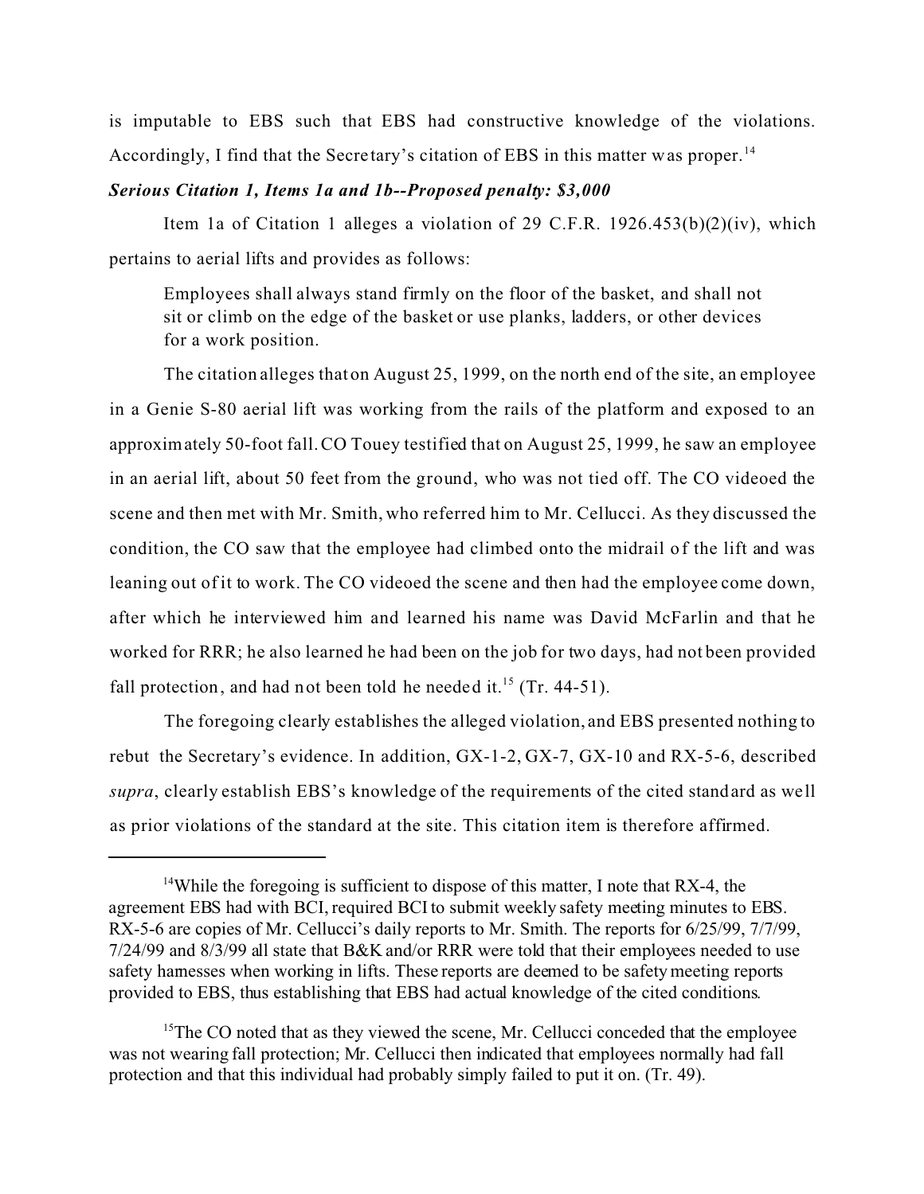is imputable to EBS such that EBS had constructive knowledge of the violations. Accordingly, I find that the Secretary's citation of EBS in this matter was proper.[14]

***Serious Citation 1, Items 1a and 1b--Proposed penalty: $3,000***

Item 1a of Citation 1 alleges a violation of 29 C.F.R. 1926.453(b)(2)(iv), which pertains to aerial lifts and provides as follows:

> Employees shall always stand firmly on the floor of the basket, and shall not sit or climb on the edge of the basket or use planks, ladders, or other devices for a work position.

The citation alleges that on August 25, 1999, on the north end of the site, an employee in a Genie S-80 aerial lift was working from the rails of the platform and exposed to an approximately 50-foot fall. CO Touey testified that on August 25, 1999, he saw an employee in an aerial lift, about 50 feet from the ground, who was not tied off. The CO videoed the scene and then met with Mr. Smith, who referred him to Mr. Cellucci. As they discussed the condition, the CO saw that the employee had climbed onto the midrail of the lift and was leaning out of it to work. The CO videoed the scene and then had the employee come down, after which he interviewed him and learned his name was David McFarlin and that he worked for RRR; he also learned he had been on the job for two days, had not been provided fall protection, and had not been told he needed it.[15] (Tr. 44-51).

The foregoing clearly establishes the alleged violation, and EBS presented nothing to rebut the Secretary's evidence. In addition, GX-1-2, GX-7, GX-10 and RX-5-6, described *supra*, clearly establish EBS's knowledge of the requirements of the cited standard as well as prior violations of the standard at the site. This citation item is therefore affirmed.

---

[14] While the foregoing is sufficient to dispose of this matter, I note that RX-4, the agreement EBS had with BCI, required BCI to submit weekly safety meeting minutes to EBS. RX-5-6 are copies of Mr. Cellucci's daily reports to Mr. Smith. The reports for 6/25/99, 7/7/99, 7/24/99 and 8/3/99 all state that B&K and/or RRR were told that their employees needed to use safety harnesses when working in lifts. These reports are deemed to be safety meeting reports provided to EBS, thus establishing that EBS had actual knowledge of the cited conditions.

[15] The CO noted that as they viewed the scene, Mr. Cellucci conceded that the employee was not wearing fall protection; Mr. Cellucci then indicated that employees normally had fall protection and that this individual had probably simply failed to put it on. (Tr. 49).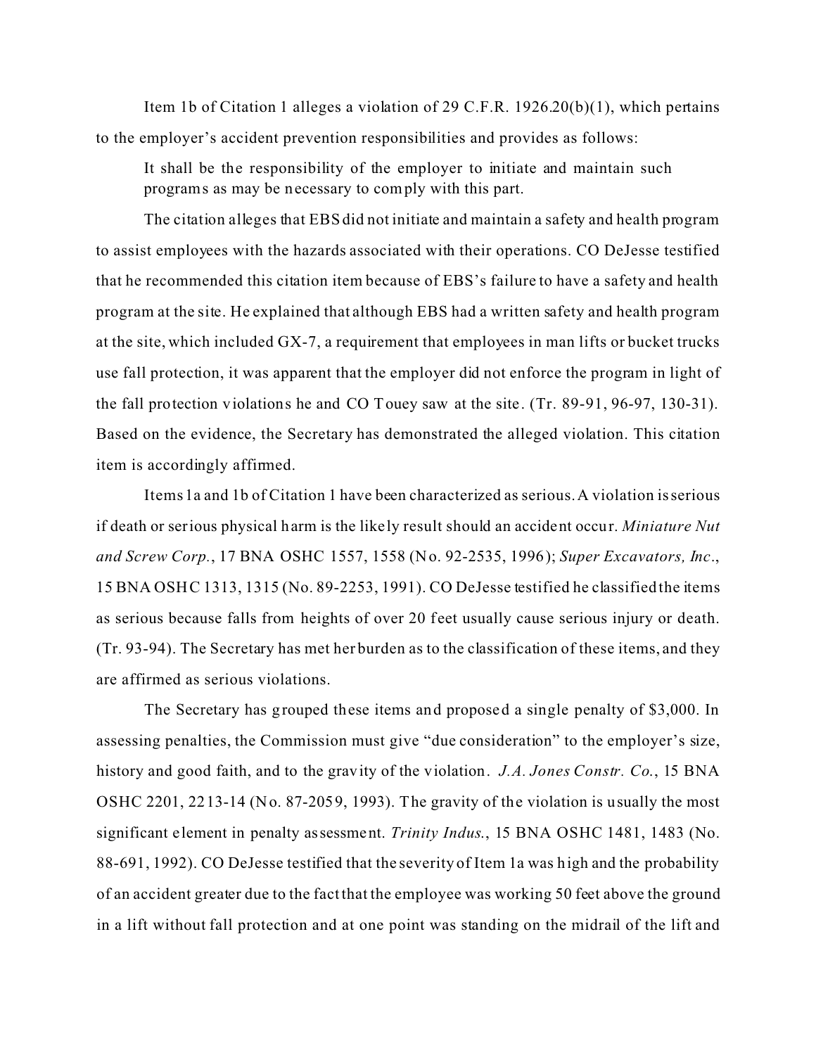Item 1b of Citation 1 alleges a violation of 29 C.F.R. 1926.20(b)(1), which pertains to the employer's accident prevention responsibilities and provides as follows:

> It shall be the responsibility of the employer to initiate and maintain such programs as may be necessary to comply with this part.

The citation alleges that EBS did not initiate and maintain a safety and health program to assist employees with the hazards associated with their operations. CO DeJesse testified that he recommended this citation item because of EBS's failure to have a safety and health program at the site. He explained that although EBS had a written safety and health program at the site, which included GX-7, a requirement that employees in man lifts or bucket trucks use fall protection, it was apparent that the employer did not enforce the program in light of the fall protection violations he and CO Touey saw at the site. (Tr. 89-91, 96-97, 130-31). Based on the evidence, the Secretary has demonstrated the alleged violation. This citation item is accordingly affirmed.

Items 1a and 1b of Citation 1 have been characterized as serious. A violation is serious if death or serious physical harm is the likely result should an accident occur. *Miniature Nut and Screw Corp.*, 17 BNA OSHC 1557, 1558 (No. 92-2535, 1996); *Super Excavators, Inc*., 15 BNA OSHC 1313, 1315 (No. 89-2253, 1991). CO DeJesse testified he classified the items as serious because falls from heights of over 20 feet usually cause serious injury or death. (Tr. 93-94). The Secretary has met her burden as to the classification of these items, and they are affirmed as serious violations.

The Secretary has grouped these items and proposed a single penalty of $3,000. In assessing penalties, the Commission must give "due consideration" to the employer's size, history and good faith, and to the gravity of the violation. *J.A. Jones Constr. Co.*, 15 BNA OSHC 2201, 2213-14 (No. 87-2059, 1993). The gravity of the violation is usually the most significant element in penalty assessment. *Trinity Indus.*, 15 BNA OSHC 1481, 1483 (No. 88-691, 1992). CO DeJesse testified that the severity of Item 1a was high and the probability of an accident greater due to the fact that the employee was working 50 feet above the ground in a lift without fall protection and at one point was standing on the midrail of the lift and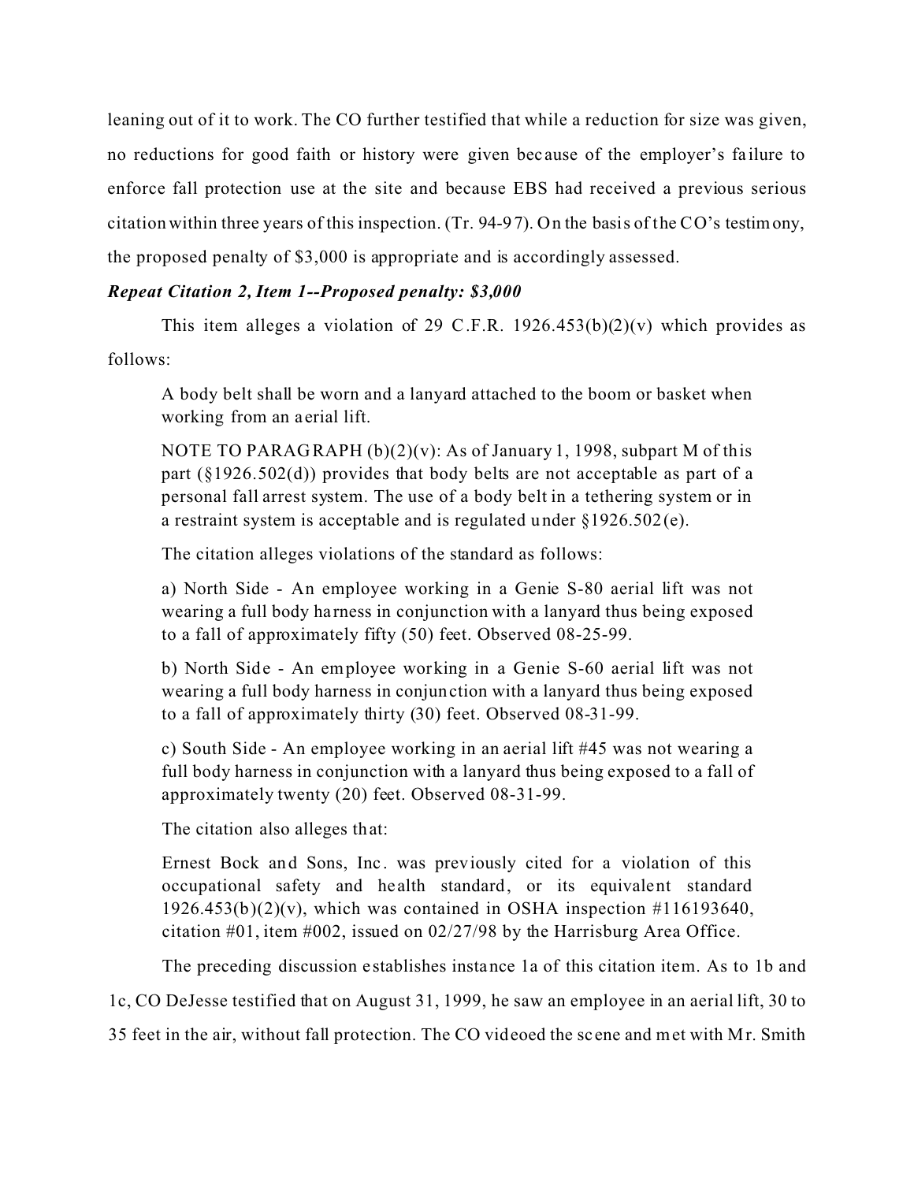leaning out of it to work. The CO further testified that while a reduction for size was given, no reductions for good faith or history were given because of the employer's failure to enforce fall protection use at the site and because EBS had received a previous serious citation within three years of this inspection. (Tr. 94-97). On the basis of the CO's testimony, the proposed penalty of $3,000 is appropriate and is accordingly assessed.

***Repeat Citation 2, Item 1--Proposed penalty: $3,000***

This item alleges a violation of 29 C.F.R. 1926.453(b)(2)(v) which provides as follows:

> A body belt shall be worn and a lanyard attached to the boom or basket when working from an aerial lift.
>
> NOTE TO PARAGRAPH (b)(2)(v): As of January 1, 1998, subpart M of this part (§1926.502(d)) provides that body belts are not acceptable as part of a personal fall arrest system. The use of a body belt in a tethering system or in a restraint system is acceptable and is regulated under §1926.502(e).
>
> The citation alleges violations of the standard as follows:
>
> a) North Side - An employee working in a Genie S-80 aerial lift was not wearing a full body harness in conjunction with a lanyard thus being exposed to a fall of approximately fifty (50) feet. Observed 08-25-99.
>
> b) North Side - An employee working in a Genie S-60 aerial lift was not wearing a full body harness in conjunction with a lanyard thus being exposed to a fall of approximately thirty (30) feet. Observed 08-31-99.
>
> c) South Side - An employee working in an aerial lift #45 was not wearing a full body harness in conjunction with a lanyard thus being exposed to a fall of approximately twenty (20) feet. Observed 08-31-99.
>
> The citation also alleges that:
>
> Ernest Bock and Sons, Inc. was previously cited for a violation of this occupational safety and health standard, or its equivalent standard 1926.453(b)(2)(v), which was contained in OSHA inspection #116193640, citation #01, item #002, issued on 02/27/98 by the Harrisburg Area Office.

The preceding discussion establishes instance 1a of this citation item. As to 1b and 1c, CO DeJesse testified that on August 31, 1999, he saw an employee in an aerial lift, 30 to 35 feet in the air, without fall protection. The CO videoed the scene and met with Mr. Smith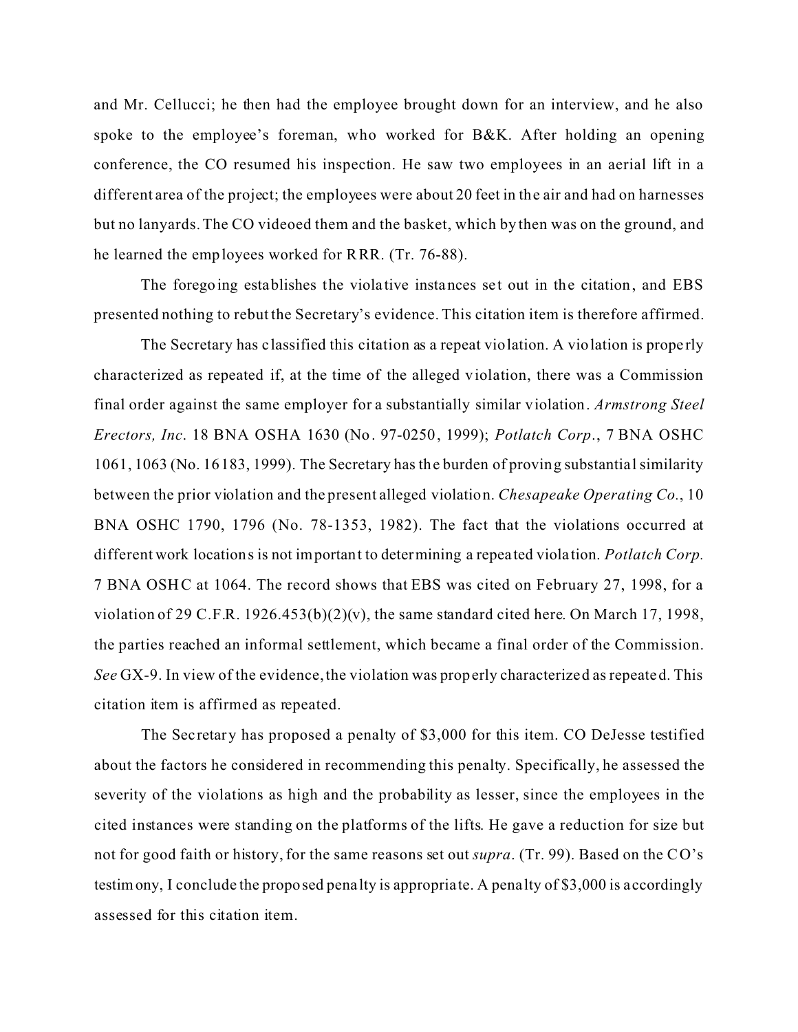and Mr. Cellucci; he then had the employee brought down for an interview, and he also spoke to the employee's foreman, who worked for B&K. After holding an opening conference, the CO resumed his inspection. He saw two employees in an aerial lift in a different area of the project; the employees were about 20 feet in the air and had on harnesses but no lanyards. The CO videoed them and the basket, which by then was on the ground, and he learned the employees worked for RRR. (Tr. 76-88).

The foregoing establishes the violative instances set out in the citation, and EBS presented nothing to rebut the Secretary's evidence. This citation item is therefore affirmed.

The Secretary has classified this citation as a repeat violation. A violation is properly characterized as repeated if, at the time of the alleged violation, there was a Commission final order against the same employer for a substantially similar violation. *Armstrong Steel Erectors, Inc*. 18 BNA OSHA 1630 (No. 97-0250, 1999); *Potlatch Corp*., 7 BNA OSHC 1061, 1063 (No. 16183, 1999). The Secretary has the burden of proving substantial similarity between the prior violation and the present alleged violation. *Chesapeake Operating Co.*, 10 BNA OSHC 1790, 1796 (No. 78-1353, 1982). The fact that the violations occurred at different work locations is not important to determining a repeated violation. *Potlatch Corp.* 7 BNA OSHC at 1064. The record shows that EBS was cited on February 27, 1998, for a violation of 29 C.F.R. 1926.453(b)(2)(v), the same standard cited here. On March 17, 1998, the parties reached an informal settlement, which became a final order of the Commission. *See* GX-9. In view of the evidence, the violation was properly characterized as repeated. This citation item is affirmed as repeated.

The Secretary has proposed a penalty of $3,000 for this item. CO DeJesse testified about the factors he considered in recommending this penalty. Specifically, he assessed the severity of the violations as high and the probability as lesser, since the employees in the cited instances were standing on the platforms of the lifts. He gave a reduction for size but not for good faith or history, for the same reasons set out *supra*. (Tr. 99). Based on the CO's testimony, I conclude the proposed penalty is appropriate. A penalty of $3,000 is accordingly assessed for this citation item.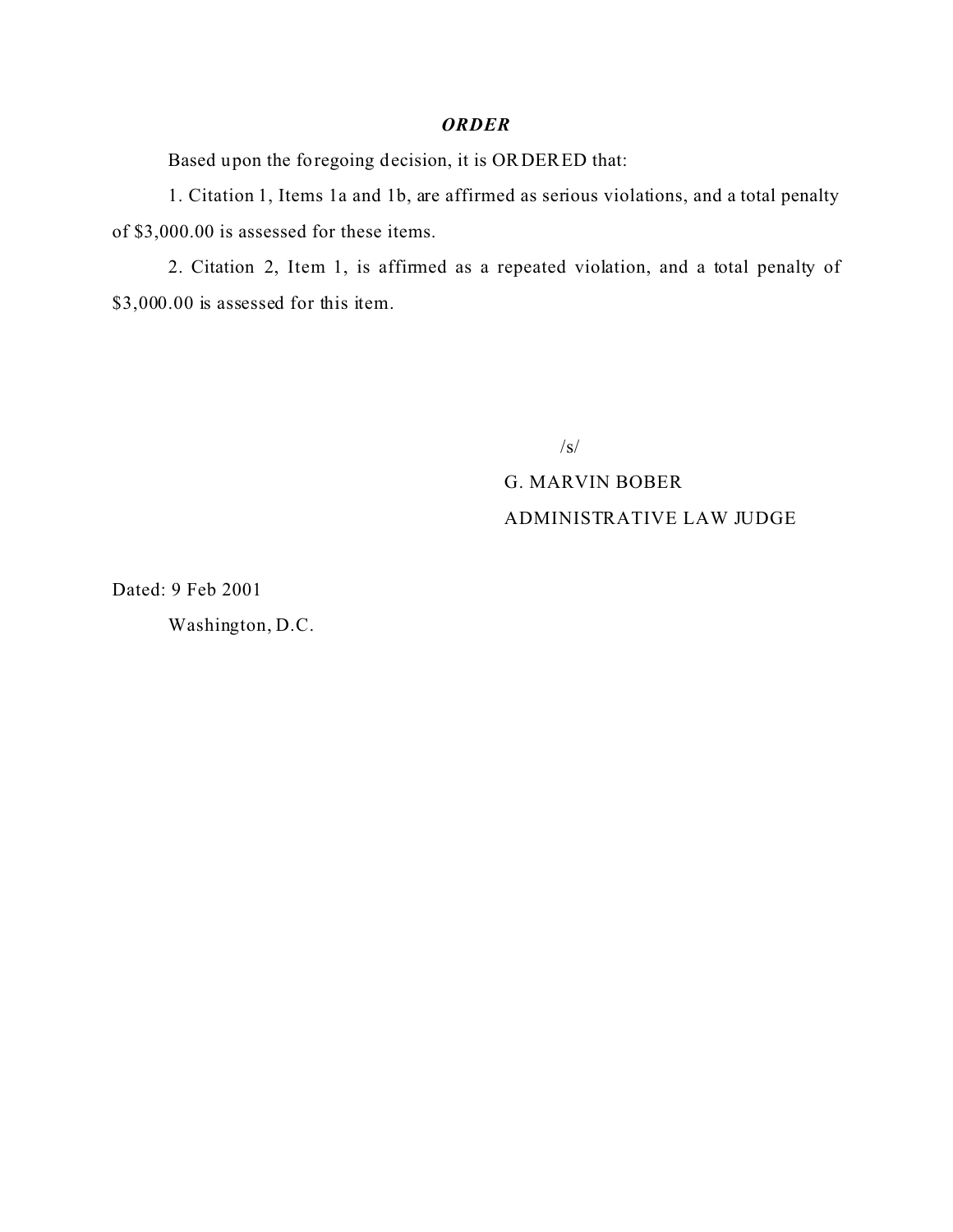***ORDER***

Based upon the foregoing decision, it is ORDERED that:

1. Citation 1, Items 1a and 1b, are affirmed as serious violations, and a total penalty of $3,000.00 is assessed for these items.

2. Citation 2, Item 1, is affirmed as a repeated violation, and a total penalty of $3,000.00 is assessed for this item.

/s/

G. MARVIN BOBER

ADMINISTRATIVE LAW JUDGE

Dated: 9 Feb 2001

Washington, D.C.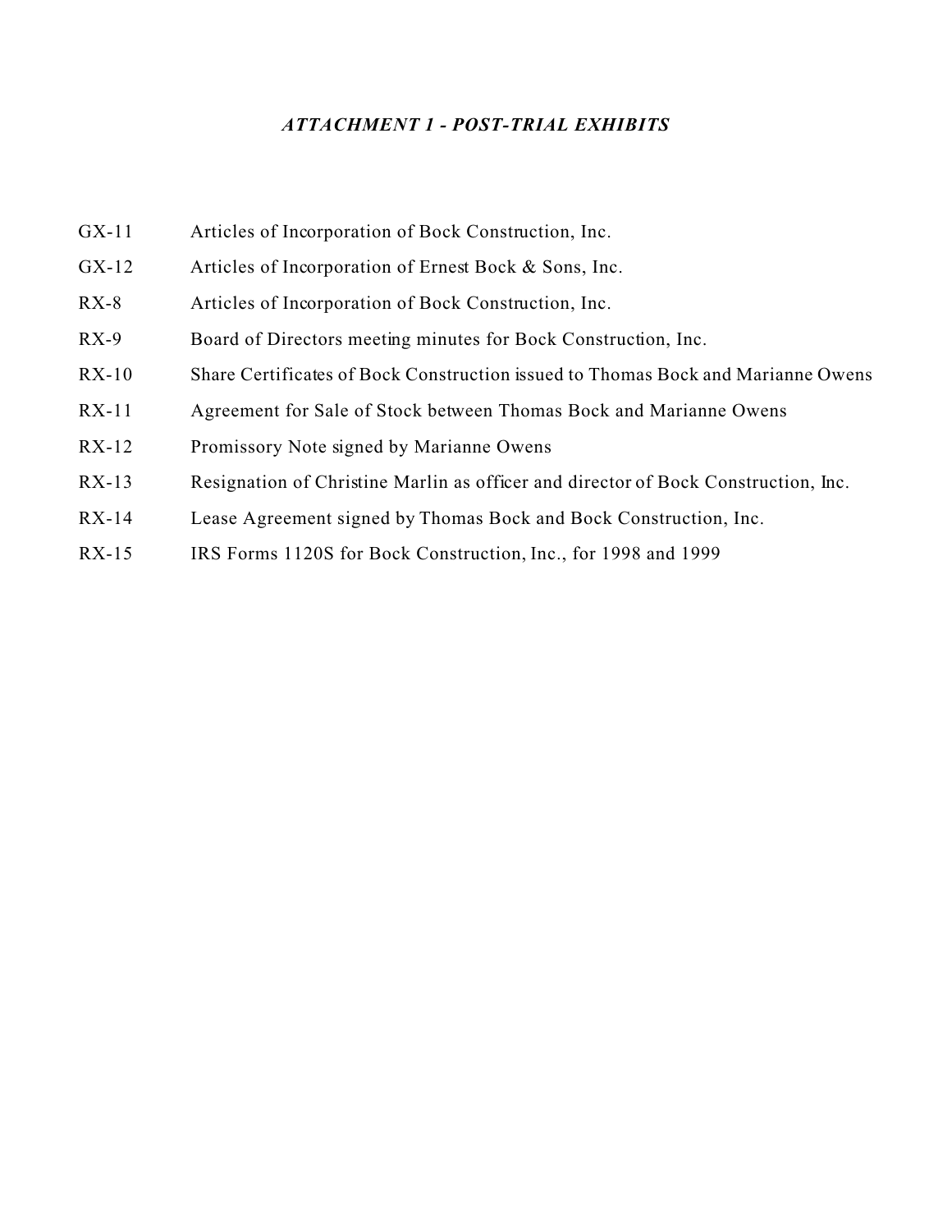***ATTACHMENT 1 - POST-TRIAL EXHIBITS***

| | |
|---|---|
| GX-11 | Articles of Incorporation of Bock Construction, Inc. |
| GX-12 | Articles of Incorporation of Ernest Bock & Sons, Inc. |
| RX-8 | Articles of Incorporation of Bock Construction, Inc. |
| RX-9 | Board of Directors meeting minutes for Bock Construction, Inc. |
| RX-10 | Share Certificates of Bock Construction issued to Thomas Bock and Marianne Owens |
| RX-11 | Agreement for Sale of Stock between Thomas Bock and Marianne Owens |
| RX-12 | Promissory Note signed by Marianne Owens |
| RX-13 | Resignation of Christine Marlin as officer and director of Bock Construction, Inc. |
| RX-14 | Lease Agreement signed by Thomas Bock and Bock Construction, Inc. |
| RX-15 | IRS Forms 1120S for Bock Construction, Inc., for 1998 and 1999 |